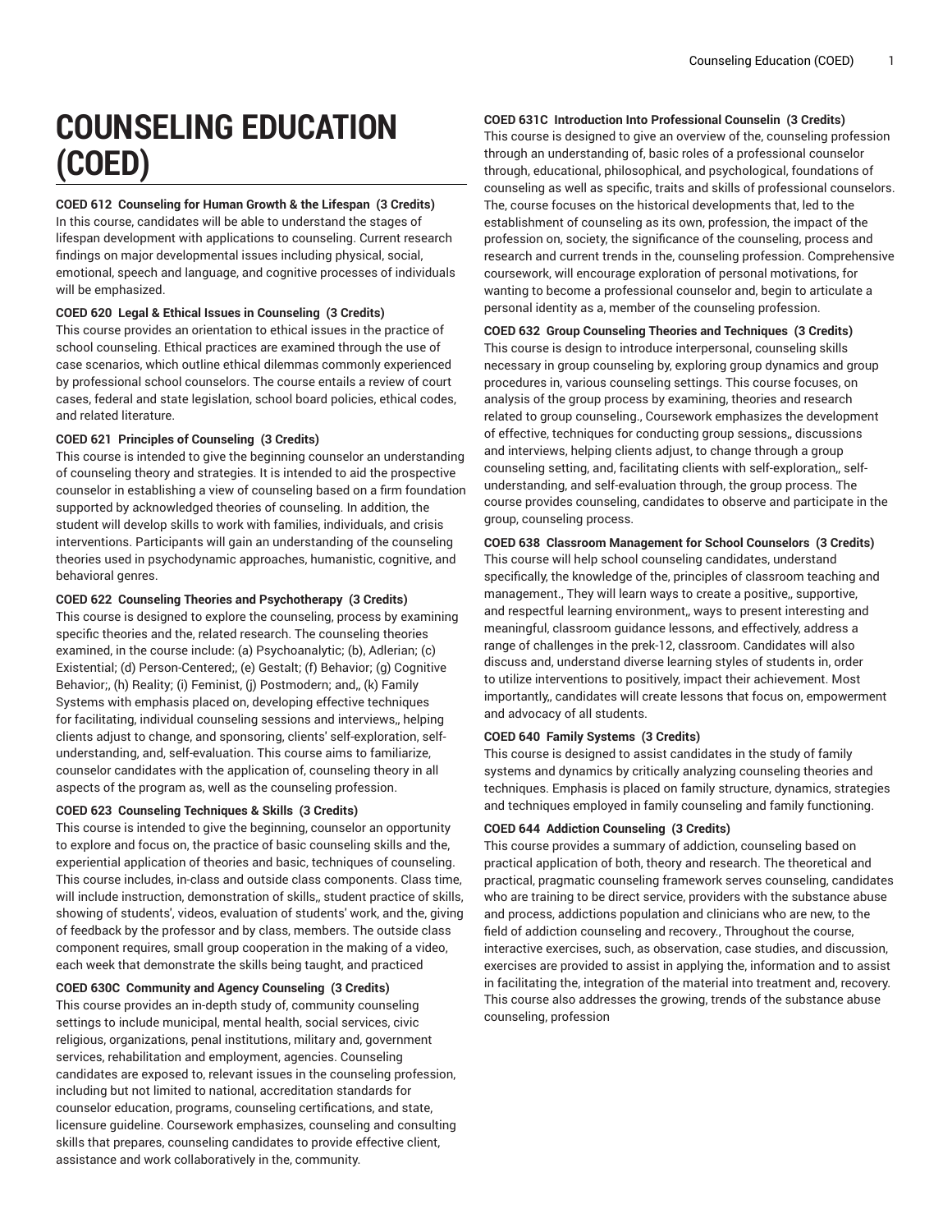# COUNSELING EDUCATION (COED)

**COED 612 Counseling for Human Growth & the Lifespan (3 Credits)**
In this course, candidates will be able to understand the stages of lifespan development with applications to counseling. Current research findings on major developmental issues including physical, social, emotional, speech and language, and cognitive processes of individuals will be emphasized.

**COED 620 Legal & Ethical Issues in Counseling (3 Credits)**
This course provides an orientation to ethical issues in the practice of school counseling. Ethical practices are examined through the use of case scenarios, which outline ethical dilemmas commonly experienced by professional school counselors. The course entails a review of court cases, federal and state legislation, school board policies, ethical codes, and related literature.

**COED 621 Principles of Counseling (3 Credits)**
This course is intended to give the beginning counselor an understanding of counseling theory and strategies. It is intended to aid the prospective counselor in establishing a view of counseling based on a firm foundation supported by acknowledged theories of counseling. In addition, the student will develop skills to work with families, individuals, and crisis interventions. Participants will gain an understanding of the counseling theories used in psychodynamic approaches, humanistic, cognitive, and behavioral genres.

**COED 622 Counseling Theories and Psychotherapy (3 Credits)**
This course is designed to explore the counseling, process by examining specific theories and the, related research. The counseling theories examined, in the course include: (a) Psychoanalytic; (b), Adlerian; (c) Existential; (d) Person-Centered;, (e) Gestalt; (f) Behavior; (g) Cognitive Behavior;, (h) Reality; (i) Feminist, (j) Postmodern; and,, (k) Family Systems with emphasis placed on, developing effective techniques for facilitating, individual counseling sessions and interviews,, helping clients adjust to change, and sponsoring, clients' self-exploration, self-understanding, and, self-evaluation. This course aims to familiarize, counselor candidates with the application of, counseling theory in all aspects of the program as, well as the counseling profession.

**COED 623 Counseling Techniques & Skills (3 Credits)**
This course is intended to give the beginning, counselor an opportunity to explore and focus on, the practice of basic counseling skills and the, experiential application of theories and basic, techniques of counseling. This course includes, in-class and outside class components. Class time, will include instruction, demonstration of skills,, student practice of skills, showing of students', videos, evaluation of students' work, and the, giving of feedback by the professor and by class, members. The outside class component requires, small group cooperation in the making of a video, each week that demonstrate the skills being taught, and practiced

**COED 630C Community and Agency Counseling (3 Credits)**
This course provides an in-depth study of, community counseling settings to include municipal, mental health, social services, civic religious, organizations, penal institutions, military and, government services, rehabilitation and employment, agencies. Counseling candidates are exposed to, relevant issues in the counseling profession, including but not limited to national, accreditation standards for counselor education, programs, counseling certifications, and state, licensure guideline. Coursework emphasizes, counseling and consulting skills that prepares, counseling candidates to provide effective client, assistance and work collaboratively in the, community.

**COED 631C Introduction Into Professional Counselin (3 Credits)**
This course is designed to give an overview of the, counseling profession through an understanding of, basic roles of a professional counselor through, educational, philosophical, and psychological, foundations of counseling as well as specific, traits and skills of professional counselors. The, course focuses on the historical developments that, led to the establishment of counseling as its own, profession, the impact of the profession on, society, the significance of the counseling, process and research and current trends in the, counseling profession. Comprehensive coursework, will encourage exploration of personal motivations, for wanting to become a professional counselor and, begin to articulate a personal identity as a, member of the counseling profession.

**COED 632 Group Counseling Theories and Techniques (3 Credits)**
This course is design to introduce interpersonal, counseling skills necessary in group counseling by, exploring group dynamics and group procedures in, various counseling settings. This course focuses, on analysis of the group process by examining, theories and research related to group counseling., Coursework emphasizes the development of effective, techniques for conducting group sessions,, discussions and interviews, helping clients adjust, to change through a group counseling setting, and, facilitating clients with self-exploration,, self-understanding, and self-evaluation through, the group process. The course provides counseling, candidates to observe and participate in the group, counseling process.

**COED 638 Classroom Management for School Counselors (3 Credits)**
This course will help school counseling candidates, understand specifically, the knowledge of the, principles of classroom teaching and management., They will learn ways to create a positive,, supportive, and respectful learning environment,, ways to present interesting and meaningful, classroom guidance lessons, and effectively, address a range of challenges in the prek-12, classroom. Candidates will also discuss and, understand diverse learning styles of students in, order to utilize interventions to positively, impact their achievement. Most importantly,, candidates will create lessons that focus on, empowerment and advocacy of all students.

**COED 640 Family Systems (3 Credits)**
This course is designed to assist candidates in the study of family systems and dynamics by critically analyzing counseling theories and techniques. Emphasis is placed on family structure, dynamics, strategies and techniques employed in family counseling and family functioning.

**COED 644 Addiction Counseling (3 Credits)**
This course provides a summary of addiction, counseling based on practical application of both, theory and research. The theoretical and practical, pragmatic counseling framework serves counseling, candidates who are training to be direct service, providers with the substance abuse and process, addictions population and clinicians who are new, to the field of addiction counseling and recovery., Throughout the course, interactive exercises, such, as observation, case studies, and discussion, exercises are provided to assist in applying the, information and to assist in facilitating the, integration of the material into treatment and, recovery. This course also addresses the growing, trends of the substance abuse counseling, profession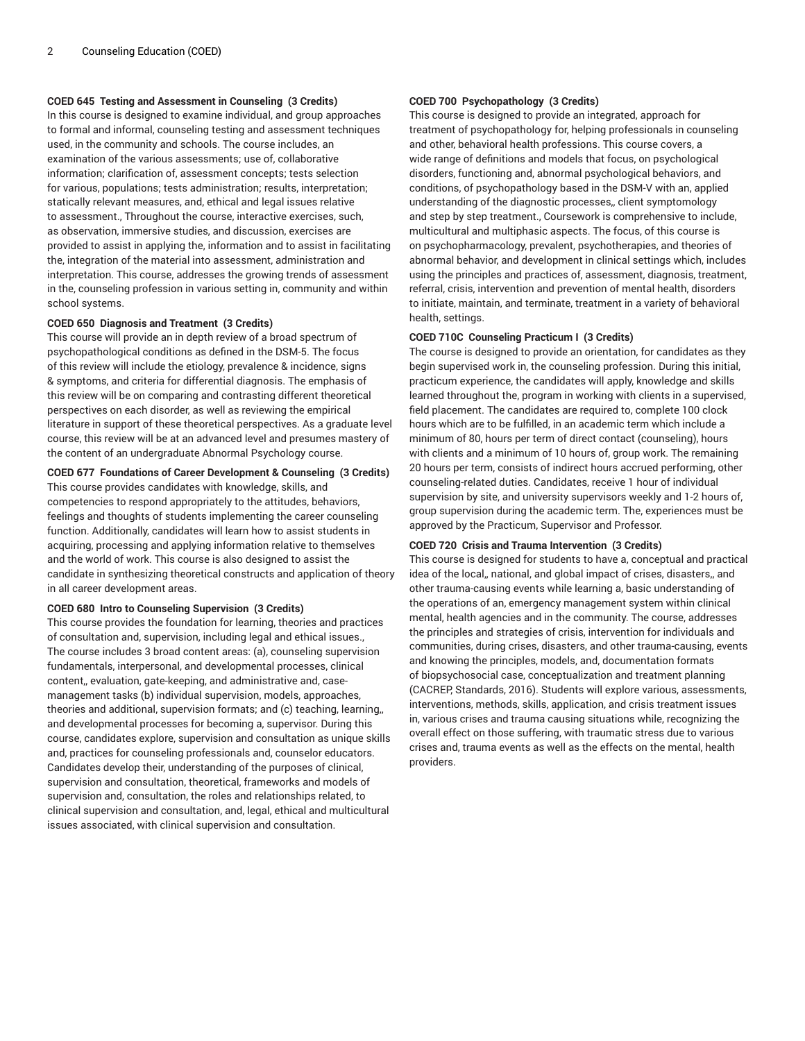**COED 645 Testing and Assessment in Counseling (3 Credits)**

In this course is designed to examine individual, and group approaches to formal and informal, counseling testing and assessment techniques used, in the community and schools. The course includes, an examination of the various assessments; use of, collaborative information; clarification of, assessment concepts; tests selection for various, populations; tests administration; results, interpretation; statically relevant measures, and, ethical and legal issues relative to assessment., Throughout the course, interactive exercises, such, as observation, immersive studies, and discussion, exercises are provided to assist in applying the, information and to assist in facilitating the, integration of the material into assessment, administration and interpretation. This course, addresses the growing trends of assessment in the, counseling profession in various setting in, community and within school systems.

**COED 650 Diagnosis and Treatment (3 Credits)**

This course will provide an in depth review of a broad spectrum of psychopathological conditions as defined in the DSM-5. The focus of this review will include the etiology, prevalence & incidence, signs & symptoms, and criteria for differential diagnosis. The emphasis of this review will be on comparing and contrasting different theoretical perspectives on each disorder, as well as reviewing the empirical literature in support of these theoretical perspectives. As a graduate level course, this review will be at an advanced level and presumes mastery of the content of an undergraduate Abnormal Psychology course.

**COED 677 Foundations of Career Development & Counseling (3 Credits)**

This course provides candidates with knowledge, skills, and competencies to respond appropriately to the attitudes, behaviors, feelings and thoughts of students implementing the career counseling function. Additionally, candidates will learn how to assist students in acquiring, processing and applying information relative to themselves and the world of work. This course is also designed to assist the candidate in synthesizing theoretical constructs and application of theory in all career development areas.

**COED 680 Intro to Counseling Supervision (3 Credits)**

This course provides the foundation for learning, theories and practices of consultation and, supervision, including legal and ethical issues., The course includes 3 broad content areas: (a), counseling supervision fundamentals, interpersonal, and developmental processes, clinical content,, evaluation, gate-keeping, and administrative and, case-management tasks (b) individual supervision, models, approaches, theories and additional, supervision formats; and (c) teaching, learning,, and developmental processes for becoming a, supervisor. During this course, candidates explore, supervision and consultation as unique skills and, practices for counseling professionals and, counselor educators. Candidates develop their, understanding of the purposes of clinical, supervision and consultation, theoretical, frameworks and models of supervision and, consultation, the roles and relationships related, to clinical supervision and consultation, and, legal, ethical and multicultural issues associated, with clinical supervision and consultation.

**COED 700 Psychopathology (3 Credits)**

This course is designed to provide an integrated, approach for treatment of psychopathology for, helping professionals in counseling and other, behavioral health professions. This course covers, a wide range of definitions and models that focus, on psychological disorders, functioning and, abnormal psychological behaviors, and conditions, of psychopathology based in the DSM-V with an, applied understanding of the diagnostic processes,, client symptomology and step by step treatment., Coursework is comprehensive to include, multicultural and multiphasic aspects. The focus, of this course is on psychopharmacology, prevalent, psychotherapies, and theories of abnormal behavior, and development in clinical settings which, includes using the principles and practices of, assessment, diagnosis, treatment, referral, crisis, intervention and prevention of mental health, disorders to initiate, maintain, and terminate, treatment in a variety of behavioral health, settings.

**COED 710C Counseling Practicum I (3 Credits)**

The course is designed to provide an orientation, for candidates as they begin supervised work in, the counseling profession. During this initial, practicum experience, the candidates will apply, knowledge and skills learned throughout the, program in working with clients in a supervised, field placement. The candidates are required to, complete 100 clock hours which are to be fulfilled, in an academic term which include a minimum of 80, hours per term of direct contact (counseling), hours with clients and a minimum of 10 hours of, group work. The remaining 20 hours per term, consists of indirect hours accrued performing, other counseling-related duties. Candidates, receive 1 hour of individual supervision by site, and university supervisors weekly and 1-2 hours of, group supervision during the academic term. The, experiences must be approved by the Practicum, Supervisor and Professor.

**COED 720 Crisis and Trauma Intervention (3 Credits)**

This course is designed for students to have a, conceptual and practical idea of the local,, national, and global impact of crises, disasters,, and other trauma-causing events while learning a, basic understanding of the operations of an, emergency management system within clinical mental, health agencies and in the community. The course, addresses the principles and strategies of crisis, intervention for individuals and communities, during crises, disasters, and other trauma-causing, events and knowing the principles, models, and, documentation formats of biopsychosocial case, conceptualization and treatment planning (CACREP, Standards, 2016). Students will explore various, assessments, interventions, methods, skills, application, and crisis treatment issues in, various crises and trauma causing situations while, recognizing the overall effect on those suffering, with traumatic stress due to various crises and, trauma events as well as the effects on the mental, health providers.